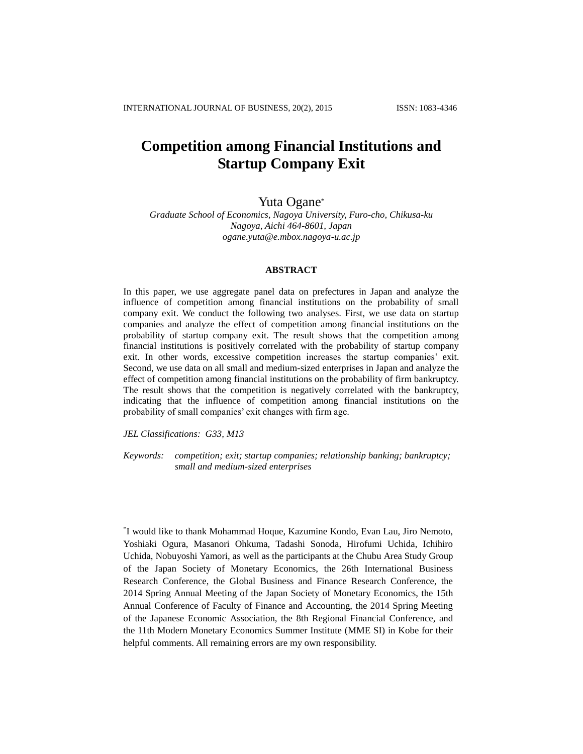# Competition among Financial Institutions and Startup Company Exit

Yuta Ogane[*]

*Graduate School of Economics, Nagoya University, Furo-cho, Chikusa-ku*
*Nagoya, Aichi 464-8601, Japan*
*ogane.yuta@e.mbox.nagoya-u.ac.jp*

## ABSTRACT

In this paper, we use aggregate panel data on prefectures in Japan and analyze the influence of competition among financial institutions on the probability of small company exit. We conduct the following two analyses. First, we use data on startup companies and analyze the effect of competition among financial institutions on the probability of startup company exit. The result shows that the competition among financial institutions is positively correlated with the probability of startup company exit. In other words, excessive competition increases the startup companies' exit. Second, we use data on all small and medium-sized enterprises in Japan and analyze the effect of competition among financial institutions on the probability of firm bankruptcy. The result shows that the competition is negatively correlated with the bankruptcy, indicating that the influence of competition among financial institutions on the probability of small companies' exit changes with firm age.

*JEL Classifications: G33, M13*

*Keywords: competition; exit; startup companies; relationship banking; bankruptcy; small and medium-sized enterprises*

[*]I would like to thank Mohammad Hoque, Kazumine Kondo, Evan Lau, Jiro Nemoto, Yoshiaki Ogura, Masanori Ohkuma, Tadashi Sonoda, Hirofumi Uchida, Ichihiro Uchida, Nobuyoshi Yamori, as well as the participants at the Chubu Area Study Group of the Japan Society of Monetary Economics, the 26th International Business Research Conference, the Global Business and Finance Research Conference, the 2014 Spring Annual Meeting of the Japan Society of Monetary Economics, the 15th Annual Conference of Faculty of Finance and Accounting, the 2014 Spring Meeting of the Japanese Economic Association, the 8th Regional Financial Conference, and the 11th Modern Monetary Economics Summer Institute (MME SI) in Kobe for their helpful comments. All remaining errors are my own responsibility.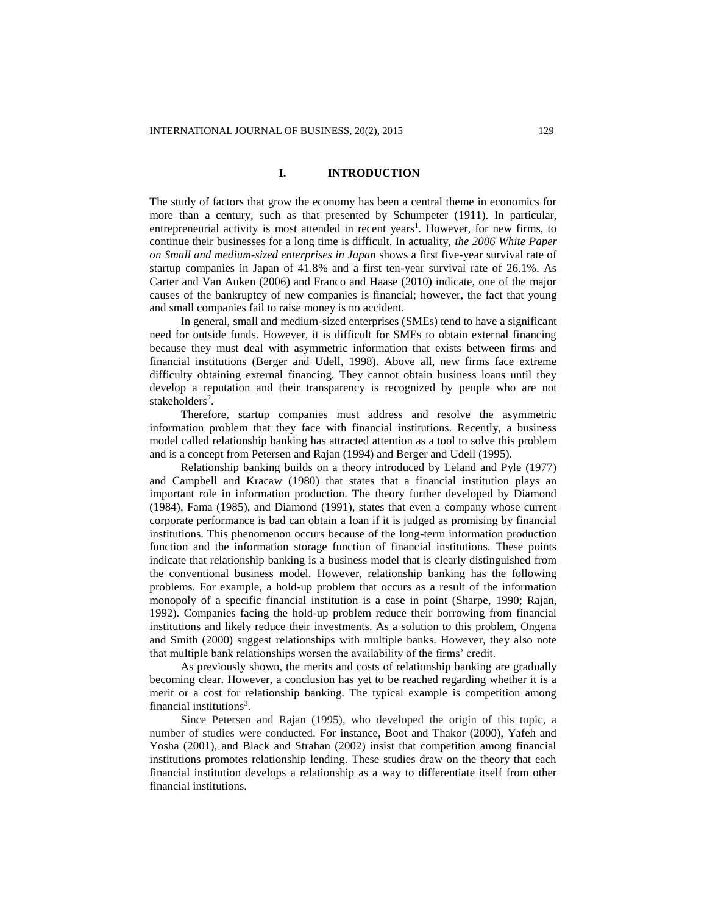# I. INTRODUCTION

The study of factors that grow the economy has been a central theme in economics for more than a century, such as that presented by Schumpeter (1911). In particular, entrepreneurial activity is most attended in recent years[1]. However, for new firms, to continue their businesses for a long time is difficult. In actuality, *the 2006 White Paper on Small and medium-sized enterprises in Japan* shows a first five-year survival rate of startup companies in Japan of 41.8% and a first ten-year survival rate of 26.1%. As Carter and Van Auken (2006) and Franco and Haase (2010) indicate, one of the major causes of the bankruptcy of new companies is financial; however, the fact that young and small companies fail to raise money is no accident.

In general, small and medium-sized enterprises (SMEs) tend to have a significant need for outside funds. However, it is difficult for SMEs to obtain external financing because they must deal with asymmetric information that exists between firms and financial institutions (Berger and Udell, 1998). Above all, new firms face extreme difficulty obtaining external financing. They cannot obtain business loans until they develop a reputation and their transparency is recognized by people who are not stakeholders[2].

Therefore, startup companies must address and resolve the asymmetric information problem that they face with financial institutions. Recently, a business model called relationship banking has attracted attention as a tool to solve this problem and is a concept from Petersen and Rajan (1994) and Berger and Udell (1995).

Relationship banking builds on a theory introduced by Leland and Pyle (1977) and Campbell and Kracaw (1980) that states that a financial institution plays an important role in information production. The theory further developed by Diamond (1984), Fama (1985), and Diamond (1991), states that even a company whose current corporate performance is bad can obtain a loan if it is judged as promising by financial institutions. This phenomenon occurs because of the long-term information production function and the information storage function of financial institutions. These points indicate that relationship banking is a business model that is clearly distinguished from the conventional business model. However, relationship banking has the following problems. For example, a hold-up problem that occurs as a result of the information monopoly of a specific financial institution is a case in point (Sharpe, 1990; Rajan, 1992). Companies facing the hold-up problem reduce their borrowing from financial institutions and likely reduce their investments. As a solution to this problem, Ongena and Smith (2000) suggest relationships with multiple banks. However, they also note that multiple bank relationships worsen the availability of the firms' credit.

As previously shown, the merits and costs of relationship banking are gradually becoming clear. However, a conclusion has yet to be reached regarding whether it is a merit or a cost for relationship banking. The typical example is competition among financial institutions[3].

Since Petersen and Rajan (1995), who developed the origin of this topic, a number of studies were conducted. For instance, Boot and Thakor (2000), Yafeh and Yosha (2001), and Black and Strahan (2002) insist that competition among financial institutions promotes relationship lending. These studies draw on the theory that each financial institution develops a relationship as a way to differentiate itself from other financial institutions.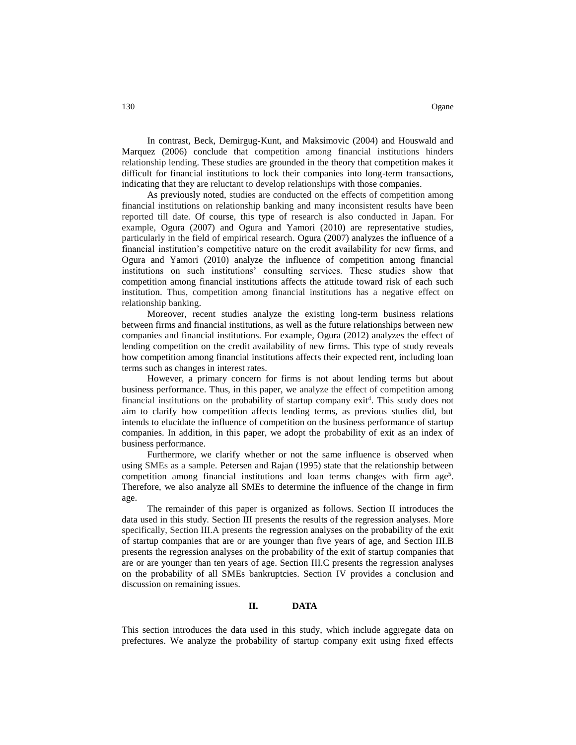In contrast, Beck, Demirgug-Kunt, and Maksimovic (2004) and Houswald and Marquez (2006) conclude that competition among financial institutions hinders relationship lending. These studies are grounded in the theory that competition makes it difficult for financial institutions to lock their companies into long-term transactions, indicating that they are reluctant to develop relationships with those companies.

As previously noted, studies are conducted on the effects of competition among financial institutions on relationship banking and many inconsistent results have been reported till date. Of course, this type of research is also conducted in Japan. For example, Ogura (2007) and Ogura and Yamori (2010) are representative studies, particularly in the field of empirical research. Ogura (2007) analyzes the influence of a financial institution's competitive nature on the credit availability for new firms, and Ogura and Yamori (2010) analyze the influence of competition among financial institutions on such institutions' consulting services. These studies show that competition among financial institutions affects the attitude toward risk of each such institution. Thus, competition among financial institutions has a negative effect on relationship banking.

Moreover, recent studies analyze the existing long-term business relations between firms and financial institutions, as well as the future relationships between new companies and financial institutions. For example, Ogura (2012) analyzes the effect of lending competition on the credit availability of new firms. This type of study reveals how competition among financial institutions affects their expected rent, including loan terms such as changes in interest rates.

However, a primary concern for firms is not about lending terms but about business performance. Thus, in this paper, we analyze the effect of competition among financial institutions on the probability of startup company exit[4]. This study does not aim to clarify how competition affects lending terms, as previous studies did, but intends to elucidate the influence of competition on the business performance of startup companies. In addition, in this paper, we adopt the probability of exit as an index of business performance.

Furthermore, we clarify whether or not the same influence is observed when using SMEs as a sample. Petersen and Rajan (1995) state that the relationship between competition among financial institutions and loan terms changes with firm age[5]. Therefore, we also analyze all SMEs to determine the influence of the change in firm age.

The remainder of this paper is organized as follows. Section II introduces the data used in this study. Section III presents the results of the regression analyses. More specifically, Section III.A presents the regression analyses on the probability of the exit of startup companies that are or are younger than five years of age, and Section III.B presents the regression analyses on the probability of the exit of startup companies that are or are younger than ten years of age. Section III.C presents the regression analyses on the probability of all SMEs bankruptcies. Section IV provides a conclusion and discussion on remaining issues.

## II. DATA

This section introduces the data used in this study, which include aggregate data on prefectures. We analyze the probability of startup company exit using fixed effects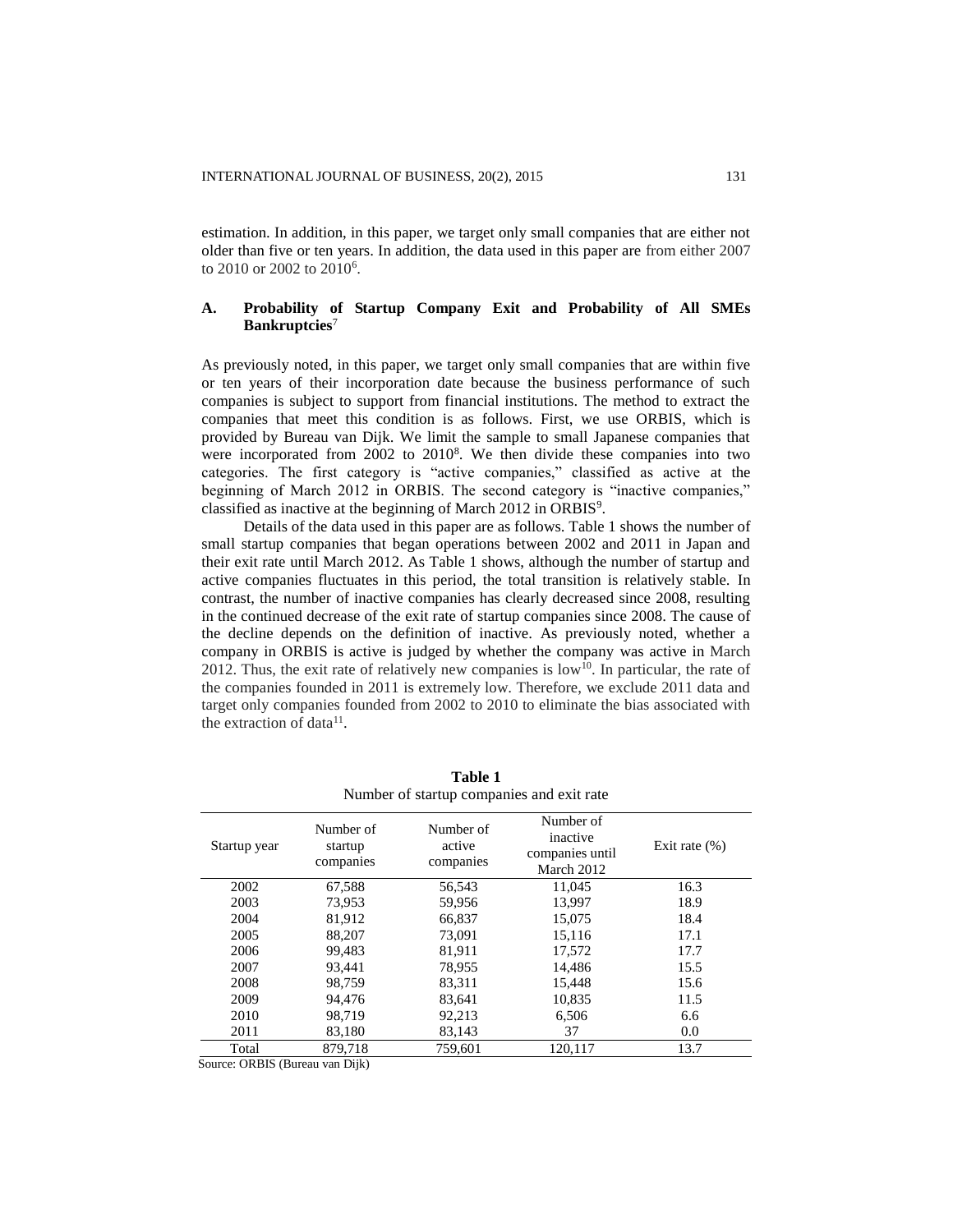estimation. In addition, in this paper, we target only small companies that are either not older than five or ten years. In addition, the data used in this paper are from either 2007 to 2010 or 2002 to 2010[6].

### A. Probability of Startup Company Exit and Probability of All SMEs Bankruptcies[7]

As previously noted, in this paper, we target only small companies that are within five or ten years of their incorporation date because the business performance of such companies is subject to support from financial institutions. The method to extract the companies that meet this condition is as follows. First, we use ORBIS, which is provided by Bureau van Dijk. We limit the sample to small Japanese companies that were incorporated from 2002 to 2010[8]. We then divide these companies into two categories. The first category is "active companies," classified as active at the beginning of March 2012 in ORBIS. The second category is "inactive companies," classified as inactive at the beginning of March 2012 in ORBIS[9].

Details of the data used in this paper are as follows. Table 1 shows the number of small startup companies that began operations between 2002 and 2011 in Japan and their exit rate until March 2012. As Table 1 shows, although the number of startup and active companies fluctuates in this period, the total transition is relatively stable. In contrast, the number of inactive companies has clearly decreased since 2008, resulting in the continued decrease of the exit rate of startup companies since 2008. The cause of the decline depends on the definition of inactive. As previously noted, whether a company in ORBIS is active is judged by whether the company was active in March 2012. Thus, the exit rate of relatively new companies is low[10]. In particular, the rate of the companies founded in 2011 is extremely low. Therefore, we exclude 2011 data and target only companies founded from 2002 to 2010 to eliminate the bias associated with the extraction of data[11].

**Table 1**
Number of startup companies and exit rate

| Startup year | Number of startup companies | Number of active companies | Number of inactive companies until March 2012 | Exit rate (%) |
|---|---|---|---|---|
| 2002 | 67,588 | 56,543 | 11,045 | 16.3 |
| 2003 | 73,953 | 59,956 | 13,997 | 18.9 |
| 2004 | 81,912 | 66,837 | 15,075 | 18.4 |
| 2005 | 88,207 | 73,091 | 15,116 | 17.1 |
| 2006 | 99,483 | 81,911 | 17,572 | 17.7 |
| 2007 | 93,441 | 78,955 | 14,486 | 15.5 |
| 2008 | 98,759 | 83,311 | 15,448 | 15.6 |
| 2009 | 94,476 | 83,641 | 10,835 | 11.5 |
| 2010 | 98,719 | 92,213 | 6,506 | 6.6 |
| 2011 | 83,180 | 83,143 | 37 | 0.0 |
| Total | 879,718 | 759,601 | 120,117 | 13.7 |

Source: ORBIS (Bureau van Dijk)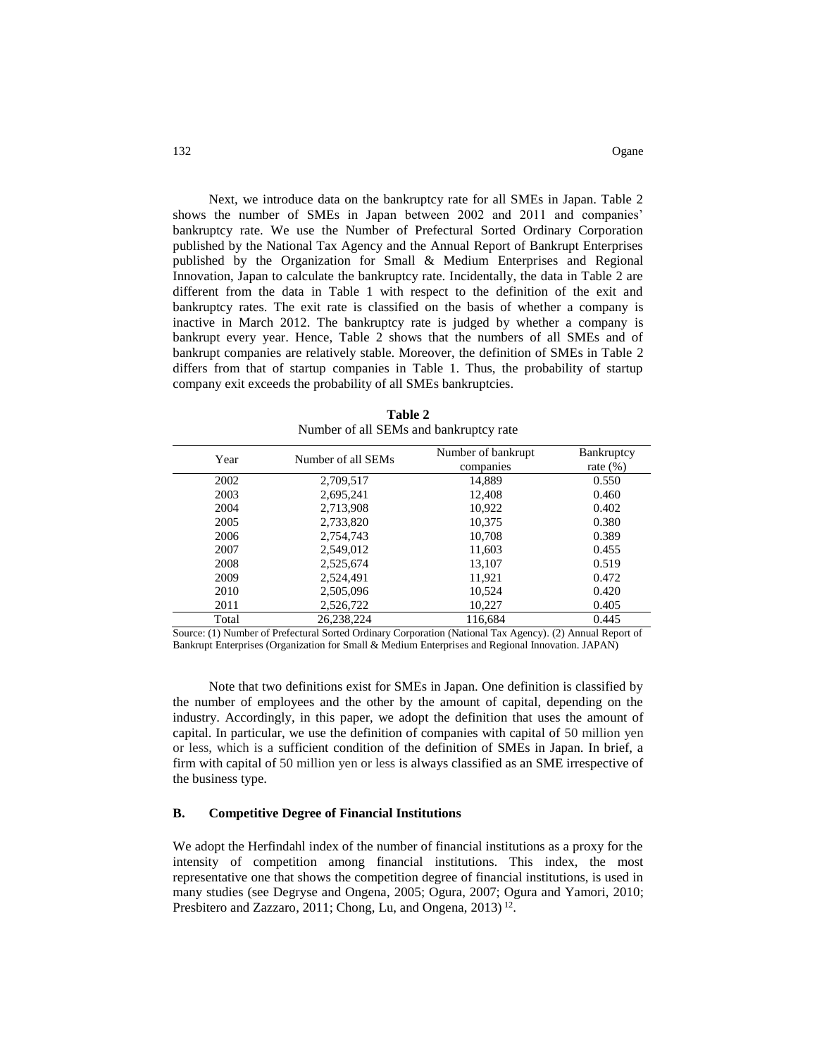Next, we introduce data on the bankruptcy rate for all SMEs in Japan. Table 2 shows the number of SMEs in Japan between 2002 and 2011 and companies' bankruptcy rate. We use the Number of Prefectural Sorted Ordinary Corporation published by the National Tax Agency and the Annual Report of Bankrupt Enterprises published by the Organization for Small & Medium Enterprises and Regional Innovation, Japan to calculate the bankruptcy rate. Incidentally, the data in Table 2 are different from the data in Table 1 with respect to the definition of the exit and bankruptcy rates. The exit rate is classified on the basis of whether a company is inactive in March 2012. The bankruptcy rate is judged by whether a company is bankrupt every year. Hence, Table 2 shows that the numbers of all SMEs and of bankrupt companies are relatively stable. Moreover, the definition of SMEs in Table 2 differs from that of startup companies in Table 1. Thus, the probability of startup company exit exceeds the probability of all SMEs bankruptcies.

**Table 2**
Number of all SEMs and bankruptcy rate

| Year | Number of all SEMs | Number of bankrupt companies | Bankruptcy rate (%) |
|---|---|---|---|
| 2002 | 2,709,517 | 14,889 | 0.550 |
| 2003 | 2,695,241 | 12,408 | 0.460 |
| 2004 | 2,713,908 | 10,922 | 0.402 |
| 2005 | 2,733,820 | 10,375 | 0.380 |
| 2006 | 2,754,743 | 10,708 | 0.389 |
| 2007 | 2,549,012 | 11,603 | 0.455 |
| 2008 | 2,525,674 | 13,107 | 0.519 |
| 2009 | 2,524,491 | 11,921 | 0.472 |
| 2010 | 2,505,096 | 10,524 | 0.420 |
| 2011 | 2,526,722 | 10,227 | 0.405 |
| Total | 26,238,224 | 116,684 | 0.445 |

Source: (1) Number of Prefectural Sorted Ordinary Corporation (National Tax Agency). (2) Annual Report of Bankrupt Enterprises (Organization for Small & Medium Enterprises and Regional Innovation. JAPAN)

Note that two definitions exist for SMEs in Japan. One definition is classified by the number of employees and the other by the amount of capital, depending on the industry. Accordingly, in this paper, we adopt the definition that uses the amount of capital. In particular, we use the definition of companies with capital of 50 million yen or less, which is a sufficient condition of the definition of SMEs in Japan. In brief, a firm with capital of 50 million yen or less is always classified as an SME irrespective of the business type.

### B. Competitive Degree of Financial Institutions

We adopt the Herfindahl index of the number of financial institutions as a proxy for the intensity of competition among financial institutions. This index, the most representative one that shows the competition degree of financial institutions, is used in many studies (see Degryse and Ongena, 2005; Ogura, 2007; Ogura and Yamori, 2010; Presbitero and Zazzaro, 2011; Chong, Lu, and Ongena, 2013) [12].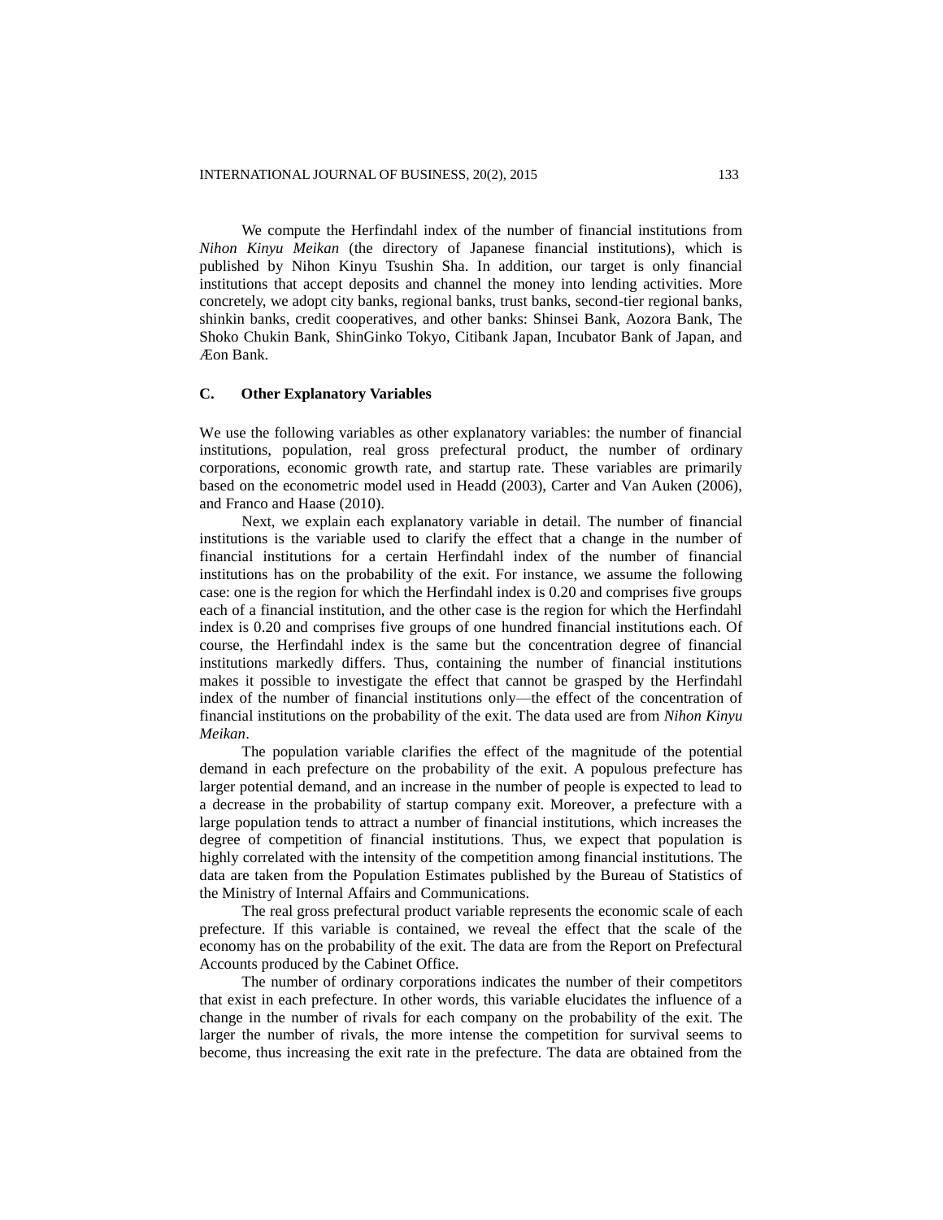We compute the Herfindahl index of the number of financial institutions from *Nihon Kinyu Meikan* (the directory of Japanese financial institutions), which is published by Nihon Kinyu Tsushin Sha. In addition, our target is only financial institutions that accept deposits and channel the money into lending activities. More concretely, we adopt city banks, regional banks, trust banks, second-tier regional banks, shinkin banks, credit cooperatives, and other banks: Shinsei Bank, Aozora Bank, The Shoko Chukin Bank, ShinGinko Tokyo, Citibank Japan, Incubator Bank of Japan, and Æon Bank.

## C. Other Explanatory Variables

We use the following variables as other explanatory variables: the number of financial institutions, population, real gross prefectural product, the number of ordinary corporations, economic growth rate, and startup rate. These variables are primarily based on the econometric model used in Headd (2003), Carter and Van Auken (2006), and Franco and Haase (2010).

Next, we explain each explanatory variable in detail. The number of financial institutions is the variable used to clarify the effect that a change in the number of financial institutions for a certain Herfindahl index of the number of financial institutions has on the probability of the exit. For instance, we assume the following case: one is the region for which the Herfindahl index is 0.20 and comprises five groups each of a financial institution, and the other case is the region for which the Herfindahl index is 0.20 and comprises five groups of one hundred financial institutions each. Of course, the Herfindahl index is the same but the concentration degree of financial institutions markedly differs. Thus, containing the number of financial institutions makes it possible to investigate the effect that cannot be grasped by the Herfindahl index of the number of financial institutions only—the effect of the concentration of financial institutions on the probability of the exit. The data used are from *Nihon Kinyu Meikan*.

The population variable clarifies the effect of the magnitude of the potential demand in each prefecture on the probability of the exit. A populous prefecture has larger potential demand, and an increase in the number of people is expected to lead to a decrease in the probability of startup company exit. Moreover, a prefecture with a large population tends to attract a number of financial institutions, which increases the degree of competition of financial institutions. Thus, we expect that population is highly correlated with the intensity of the competition among financial institutions. The data are taken from the Population Estimates published by the Bureau of Statistics of the Ministry of Internal Affairs and Communications.

The real gross prefectural product variable represents the economic scale of each prefecture. If this variable is contained, we reveal the effect that the scale of the economy has on the probability of the exit. The data are from the Report on Prefectural Accounts produced by the Cabinet Office.

The number of ordinary corporations indicates the number of their competitors that exist in each prefecture. In other words, this variable elucidates the influence of a change in the number of rivals for each company on the probability of the exit. The larger the number of rivals, the more intense the competition for survival seems to become, thus increasing the exit rate in the prefecture. The data are obtained from the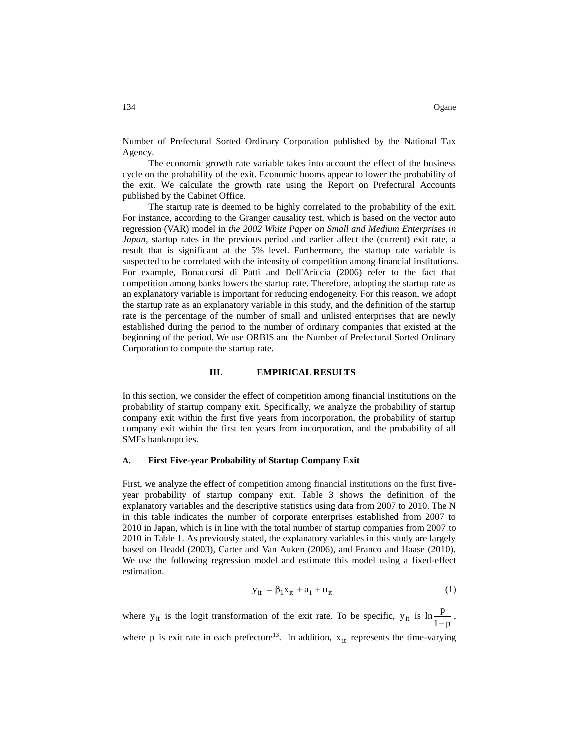Number of Prefectural Sorted Ordinary Corporation published by the National Tax Agency.

The economic growth rate variable takes into account the effect of the business cycle on the probability of the exit. Economic booms appear to lower the probability of the exit. We calculate the growth rate using the Report on Prefectural Accounts published by the Cabinet Office.

The startup rate is deemed to be highly correlated to the probability of the exit. For instance, according to the Granger causality test, which is based on the vector auto regression (VAR) model in *the 2002 White Paper on Small and Medium Enterprises in Japan*, startup rates in the previous period and earlier affect the (current) exit rate, a result that is significant at the 5% level. Furthermore, the startup rate variable is suspected to be correlated with the intensity of competition among financial institutions. For example, Bonaccorsi di Patti and Dell'Ariccia (2006) refer to the fact that competition among banks lowers the startup rate. Therefore, adopting the startup rate as an explanatory variable is important for reducing endogeneity. For this reason, we adopt the startup rate as an explanatory variable in this study, and the definition of the startup rate is the percentage of the number of small and unlisted enterprises that are newly established during the period to the number of ordinary companies that existed at the beginning of the period. We use ORBIS and the Number of Prefectural Sorted Ordinary Corporation to compute the startup rate.

## III. EMPIRICAL RESULTS

In this section, we consider the effect of competition among financial institutions on the probability of startup company exit. Specifically, we analyze the probability of startup company exit within the first five years from incorporation, the probability of startup company exit within the first ten years from incorporation, and the probability of all SMEs bankruptcies.

### A. First Five-year Probability of Startup Company Exit

First, we analyze the effect of competition among financial institutions on the first five-year probability of startup company exit. Table 3 shows the definition of the explanatory variables and the descriptive statistics using data from 2007 to 2010. The N in this table indicates the number of corporate enterprises established from 2007 to 2010 in Japan, which is in line with the total number of startup companies from 2007 to 2010 in Table 1. As previously stated, the explanatory variables in this study are largely based on Headd (2003), Carter and Van Auken (2006), and Franco and Haase (2010). We use the following regression model and estimate this model using a fixed-effect estimation.

$$y_{it} = \beta_1 x_{it} + a_i + u_{it} \tag{1}$$

where $y_{it}$ is the logit transformation of the exit rate. To be specific, $y_{it}$ is $\ln\frac{p}{1-p}$, where $p$ is exit rate in each prefecture[13]. In addition, $x_{it}$ represents the time-varying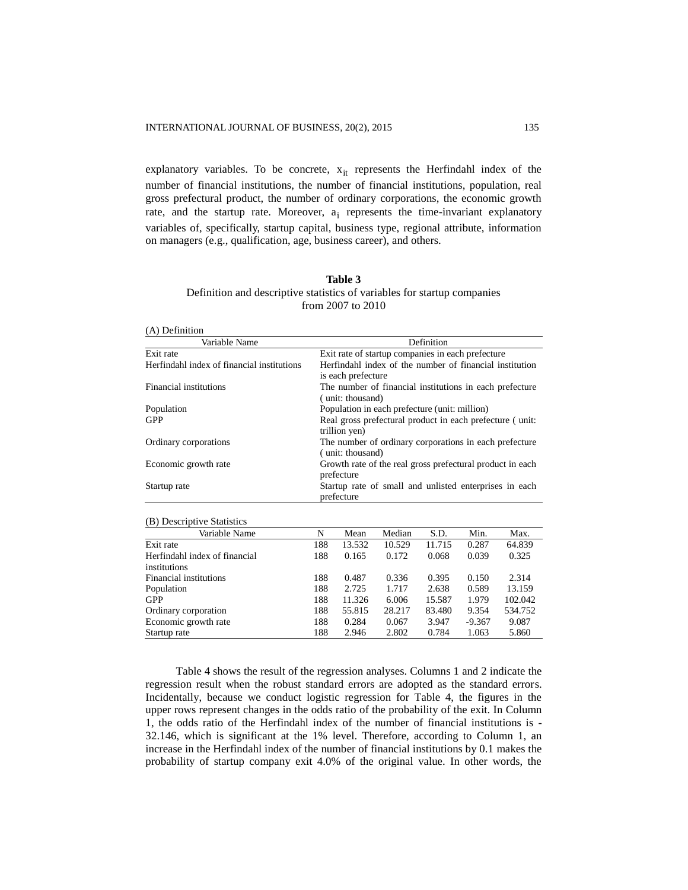explanatory variables. To be concrete, $x_{it}$ represents the Herfindahl index of the number of financial institutions, the number of financial institutions, population, real gross prefectural product, the number of ordinary corporations, the economic growth rate, and the startup rate. Moreover, $a_i$ represents the time-invariant explanatory variables of, specifically, startup capital, business type, regional attribute, information on managers (e.g., qualification, age, business career), and others.

**Table 3**

Definition and descriptive statistics of variables for startup companies from 2007 to 2010

(A) Definition

| Variable Name | Definition |
|---|---|
| Exit rate | Exit rate of startup companies in each prefecture |
| Herfindahl index of financial institutions | Herfindahl index of the number of financial institution is each prefecture |
| Financial institutions | The number of financial institutions in each prefecture ( unit: thousand) |
| Population | Population in each prefecture (unit: million) |
| GPP | Real gross prefectural product in each prefecture ( unit: trillion yen) |
| Ordinary corporations | The number of ordinary corporations in each prefecture ( unit: thousand) |
| Economic growth rate | Growth rate of the real gross prefectural product in each prefecture |
| Startup rate | Startup rate of small and unlisted enterprises in each prefecture |

(B) Descriptive Statistics

| Variable Name | N | Mean | Median | S.D. | Min. | Max. |
|---|---|---|---|---|---|---|
| Exit rate | 188 | 13.532 | 10.529 | 11.715 | 0.287 | 64.839 |
| Herfindahl index of financial institutions | 188 | 0.165 | 0.172 | 0.068 | 0.039 | 0.325 |
| Financial institutions | 188 | 0.487 | 0.336 | 0.395 | 0.150 | 2.314 |
| Population | 188 | 2.725 | 1.717 | 2.638 | 0.589 | 13.159 |
| GPP | 188 | 11.326 | 6.006 | 15.587 | 1.979 | 102.042 |
| Ordinary corporation | 188 | 55.815 | 28.217 | 83.480 | 9.354 | 534.752 |
| Economic growth rate | 188 | 0.284 | 0.067 | 3.947 | -9.367 | 9.087 |
| Startup rate | 188 | 2.946 | 2.802 | 0.784 | 1.063 | 5.860 |

Table 4 shows the result of the regression analyses. Columns 1 and 2 indicate the regression result when the robust standard errors are adopted as the standard errors. Incidentally, because we conduct logistic regression for Table 4, the figures in the upper rows represent changes in the odds ratio of the probability of the exit. In Column 1, the odds ratio of the Herfindahl index of the number of financial institutions is -32.146, which is significant at the 1% level. Therefore, according to Column 1, an increase in the Herfindahl index of the number of financial institutions by 0.1 makes the probability of startup company exit 4.0% of the original value. In other words, the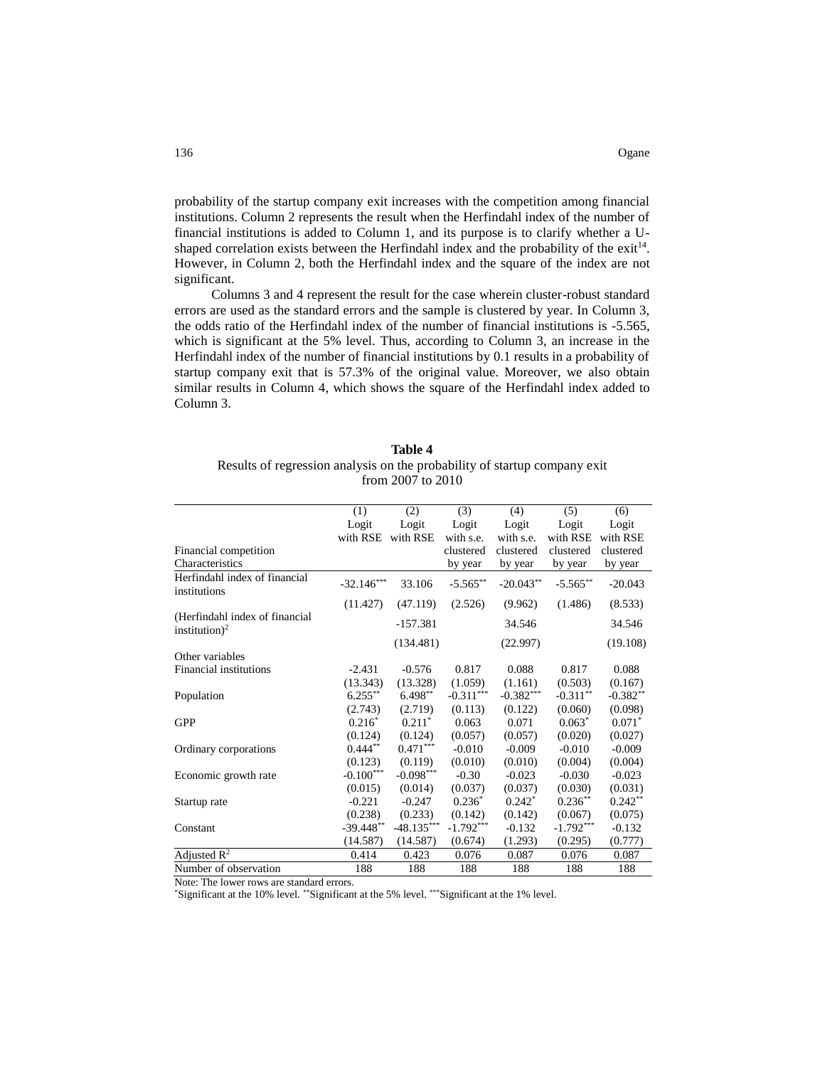probability of the startup company exit increases with the competition among financial institutions. Column 2 represents the result when the Herfindahl index of the number of financial institutions is added to Column 1, and its purpose is to clarify whether a U-shaped correlation exists between the Herfindahl index and the probability of the exit[14]. However, in Column 2, both the Herfindahl index and the square of the index are not significant.

Columns 3 and 4 represent the result for the case wherein cluster-robust standard errors are used as the standard errors and the sample is clustered by year. In Column 3, the odds ratio of the Herfindahl index of the number of financial institutions is -5.565, which is significant at the 5% level. Thus, according to Column 3, an increase in the Herfindahl index of the number of financial institutions by 0.1 results in a probability of startup company exit that is 57.3% of the original value. Moreover, we also obtain similar results in Column 4, which shows the square of the Herfindahl index added to Column 3.

**Table 4**
Results of regression analysis on the probability of startup company exit from 2007 to 2010

| | (1) | (2) | (3) | (4) | (5) | (6) |
|---|---|---|---|---|---|---|
| | Logit with RSE | Logit with RSE | Logit with s.e. clustered by year | Logit with s.e. clustered by year | Logit with RSE clustered by year | Logit with RSE clustered by year |
| Financial competition Characteristics | | | | | | |
| Herfindahl index of financial institutions | -32.146*** | 33.106 | -5.565** | -20.043** | -5.565** | -20.043 |
| | (11.427) | (47.119) | (2.526) | (9.962) | (1.486) | (8.533) |
| (Herfindahl index of financial institution)$^2$ | | -157.381 | | 34.546 | | 34.546 |
| | | (134.481) | | (22.997) | | (19.108) |
| Other variables | | | | | | |
| Financial institutions | -2.431 | -0.576 | 0.817 | 0.088 | 0.817 | 0.088 |
| | (13.343) | (13.328) | (1.059) | (1.161) | (0.503) | (0.167) |
| Population | 6.255** | 6.498** | -0.311*** | -0.382*** | -0.311** | -0.382** |
| | (2.743) | (2.719) | (0.113) | (0.122) | (0.060) | (0.098) |
| GPP | 0.216* | 0.211* | 0.063 | 0.071 | 0.063* | 0.071* |
| | (0.124) | (0.124) | (0.057) | (0.057) | (0.020) | (0.027) |
| Ordinary corporations | 0.444** | 0.471*** | -0.010 | -0.009 | -0.010 | -0.009 |
| | (0.123) | (0.119) | (0.010) | (0.010) | (0.004) | (0.004) |
| Economic growth rate | -0.100*** | -0.098*** | -0.30 | -0.023 | -0.030 | -0.023 |
| | (0.015) | (0.014) | (0.037) | (0.037) | (0.030) | (0.031) |
| Startup rate | -0.221 | -0.247 | 0.236* | 0.242* | 0.236** | 0.242** |
| | (0.238) | (0.233) | (0.142) | (0.142) | (0.067) | (0.075) |
| Constant | -39.448** | -48.135*** | -1.792*** | -0.132 | -1.792*** | -0.132 |
| | (14.587) | (14.587) | (0.674) | (1.293) | (0.295) | (0.777) |
| Adjusted $R^2$ | 0.414 | 0.423 | 0.076 | 0.087 | 0.076 | 0.087 |
| Number of observation | 188 | 188 | 188 | 188 | 188 | 188 |

Note: The lower rows are standard errors.
*Significant at the 10% level. **Significant at the 5% level. ***Significant at the 1% level.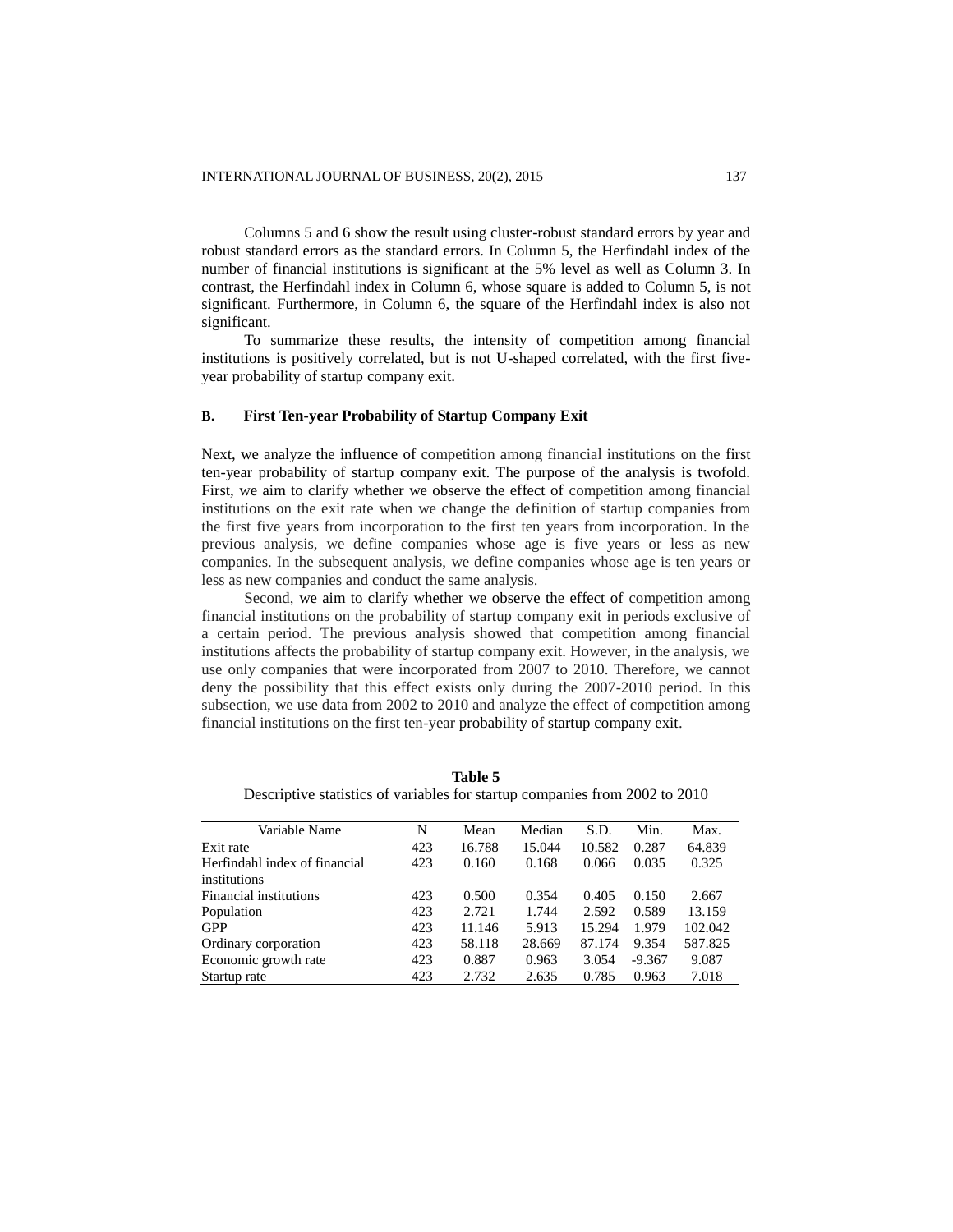Columns 5 and 6 show the result using cluster-robust standard errors by year and robust standard errors as the standard errors. In Column 5, the Herfindahl index of the number of financial institutions is significant at the 5% level as well as Column 3. In contrast, the Herfindahl index in Column 6, whose square is added to Column 5, is not significant. Furthermore, in Column 6, the square of the Herfindahl index is also not significant.

To summarize these results, the intensity of competition among financial institutions is positively correlated, but is not U-shaped correlated, with the first five-year probability of startup company exit.

### B. First Ten-year Probability of Startup Company Exit

Next, we analyze the influence of competition among financial institutions on the first ten-year probability of startup company exit. The purpose of the analysis is twofold. First, we aim to clarify whether we observe the effect of competition among financial institutions on the exit rate when we change the definition of startup companies from the first five years from incorporation to the first ten years from incorporation. In the previous analysis, we define companies whose age is five years or less as new companies. In the subsequent analysis, we define companies whose age is ten years or less as new companies and conduct the same analysis.

Second, we aim to clarify whether we observe the effect of competition among financial institutions on the probability of startup company exit in periods exclusive of a certain period. The previous analysis showed that competition among financial institutions affects the probability of startup company exit. However, in the analysis, we use only companies that were incorporated from 2007 to 2010. Therefore, we cannot deny the possibility that this effect exists only during the 2007-2010 period. In this subsection, we use data from 2002 to 2010 and analyze the effect of competition among financial institutions on the first ten-year probability of startup company exit.

**Table 5**
Descriptive statistics of variables for startup companies from 2002 to 2010

| Variable Name | N | Mean | Median | S.D. | Min. | Max. |
|---|---|---|---|---|---|---|
| Exit rate | 423 | 16.788 | 15.044 | 10.582 | 0.287 | 64.839 |
| Herfindahl index of financial institutions | 423 | 0.160 | 0.168 | 0.066 | 0.035 | 0.325 |
| Financial institutions | 423 | 0.500 | 0.354 | 0.405 | 0.150 | 2.667 |
| Population | 423 | 2.721 | 1.744 | 2.592 | 0.589 | 13.159 |
| GPP | 423 | 11.146 | 5.913 | 15.294 | 1.979 | 102.042 |
| Ordinary corporation | 423 | 58.118 | 28.669 | 87.174 | 9.354 | 587.825 |
| Economic growth rate | 423 | 0.887 | 0.963 | 3.054 | -9.367 | 9.087 |
| Startup rate | 423 | 2.732 | 2.635 | 0.785 | 0.963 | 7.018 |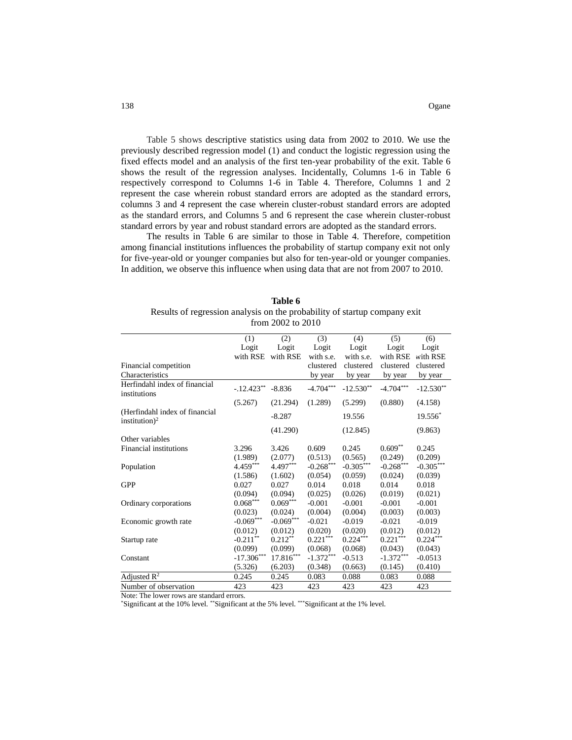Table 5 shows descriptive statistics using data from 2002 to 2010. We use the previously described regression model (1) and conduct the logistic regression using the fixed effects model and an analysis of the first ten-year probability of the exit. Table 6 shows the result of the regression analyses. Incidentally, Columns 1-6 in Table 6 respectively correspond to Columns 1-6 in Table 4. Therefore, Columns 1 and 2 represent the case wherein robust standard errors are adopted as the standard errors, columns 3 and 4 represent the case wherein cluster-robust standard errors are adopted as the standard errors, and Columns 5 and 6 represent the case wherein cluster-robust standard errors by year and robust standard errors are adopted as the standard errors.

The results in Table 6 are similar to those in Table 4. Therefore, competition among financial institutions influences the probability of startup company exit not only for five-year-old or younger companies but also for ten-year-old or younger companies. In addition, we observe this influence when using data that are not from 2007 to 2010.

**Table 6**
Results of regression analysis on the probability of startup company exit from 2002 to 2010

| Financial competition Characteristics | (1) Logit with RSE | (2) Logit with RSE | (3) Logit with s.e. clustered by year | (4) Logit with s.e. clustered by year | (5) Logit with RSE clustered by year | (6) Logit with RSE clustered by year |
|---|---|---|---|---|---|---|
| Herfindahl index of financial institutions | -.12.423** | -8.836 | -4.704*** | -12.530** | -4.704*** | -12.530** |
| | (5.267) | (21.294) | (1.289) | (5.299) | (0.880) | (4.158) |
| (Herfindahl index of financial institution)$^2$ | | -8.287 | | 19.556 | | 19.556* |
| | | (41.290) | | (12.845) | | (9.863) |
| Other variables | | | | | | |
| Financial institutions | 3.296 | 3.426 | 0.609 | 0.245 | 0.609** | 0.245 |
| | (1.989) | (2.077) | (0.513) | (0.565) | (0.249) | (0.209) |
| Population | 4.459*** | 4.497*** | -0.268*** | -0.305*** | -0.268*** | -0.305*** |
| | (1.586) | (1.602) | (0.054) | (0.059) | (0.024) | (0.039) |
| GPP | 0.027 | 0.027 | 0.014 | 0.018 | 0.014 | 0.018 |
| | (0.094) | (0.094) | (0.025) | (0.026) | (0.019) | (0.021) |
| Ordinary corporations | 0.068*** | 0.069*** | -0.001 | -0.001 | -0.001 | -0.001 |
| | (0.023) | (0.024) | (0.004) | (0.004) | (0.003) | (0.003) |
| Economic growth rate | -0.069*** | -0.069*** | -0.021 | -0.019 | -0.021 | -0.019 |
| | (0.012) | (0.012) | (0.020) | (0.020) | (0.012) | (0.012) |
| Startup rate | -0.211** | 0.212** | 0.221*** | 0.224*** | 0.221*** | 0.224*** |
| | (0.099) | (0.099) | (0.068) | (0.068) | (0.043) | (0.043) |
| Constant | -17.306*** | 17.816*** | -1.372*** | -0.513 | -1.372*** | -0.0513 |
| | (5.326) | (6.203) | (0.348) | (0.663) | (0.145) | (0.410) |
| Adjusted $R^2$ | 0.245 | 0.245 | 0.083 | 0.088 | 0.083 | 0.088 |
| Number of observation | 423 | 423 | 423 | 423 | 423 | 423 |

Note: The lower rows are standard errors.
*Significant at the 10% level. **Significant at the 5% level. ***Significant at the 1% level.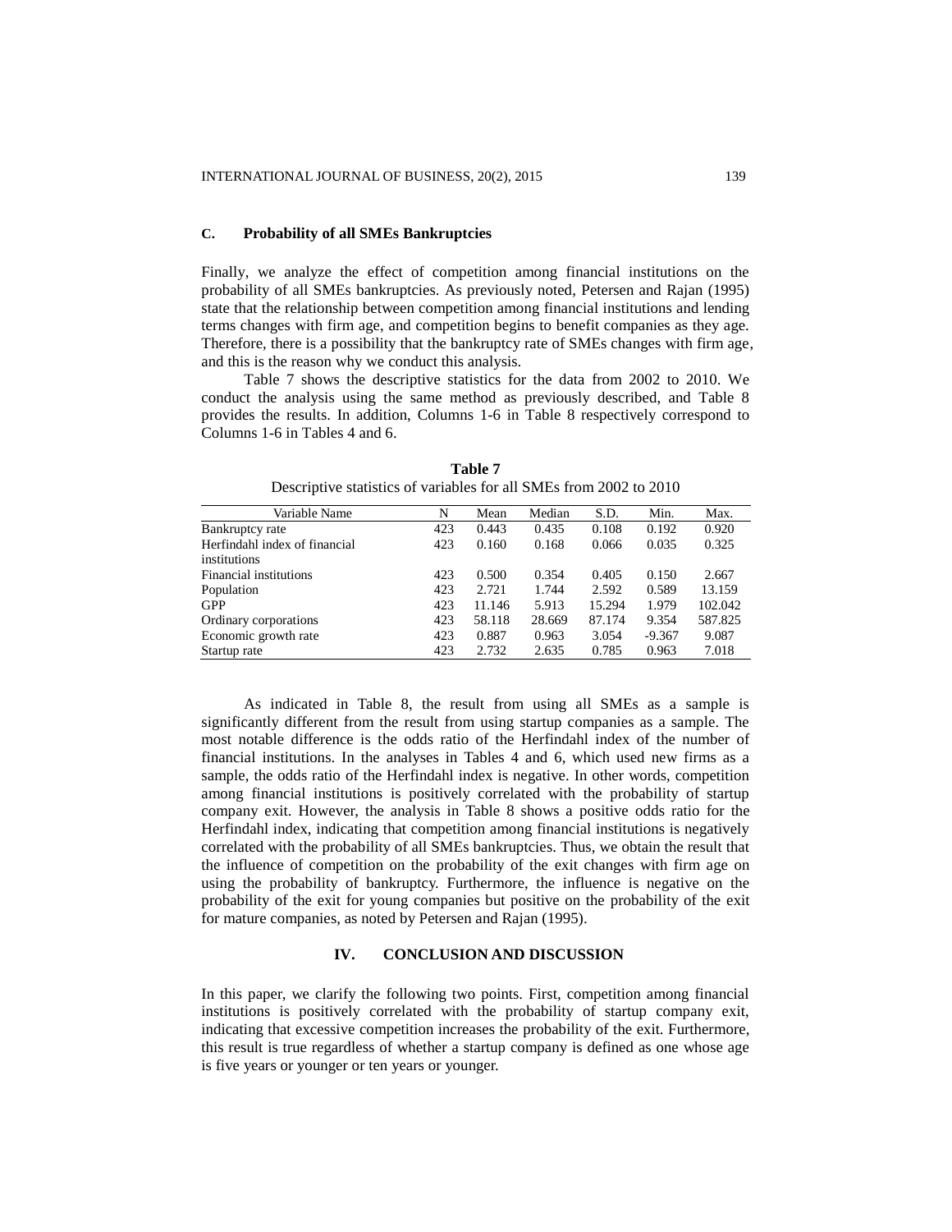### C. Probability of all SMEs Bankruptcies

Finally, we analyze the effect of competition among financial institutions on the probability of all SMEs bankruptcies. As previously noted, Petersen and Rajan (1995) state that the relationship between competition among financial institutions and lending terms changes with firm age, and competition begins to benefit companies as they age. Therefore, there is a possibility that the bankruptcy rate of SMEs changes with firm age, and this is the reason why we conduct this analysis.

Table 7 shows the descriptive statistics for the data from 2002 to 2010. We conduct the analysis using the same method as previously described, and Table 8 provides the results. In addition, Columns 1-6 in Table 8 respectively correspond to Columns 1-6 in Tables 4 and 6.

**Table 7**
Descriptive statistics of variables for all SMEs from 2002 to 2010

| Variable Name | N | Mean | Median | S.D. | Min. | Max. |
|---|---|---|---|---|---|---|
| Bankruptcy rate | 423 | 0.443 | 0.435 | 0.108 | 0.192 | 0.920 |
| Herfindahl index of financial institutions | 423 | 0.160 | 0.168 | 0.066 | 0.035 | 0.325 |
| Financial institutions | 423 | 0.500 | 0.354 | 0.405 | 0.150 | 2.667 |
| Population | 423 | 2.721 | 1.744 | 2.592 | 0.589 | 13.159 |
| GPP | 423 | 11.146 | 5.913 | 15.294 | 1.979 | 102.042 |
| Ordinary corporations | 423 | 58.118 | 28.669 | 87.174 | 9.354 | 587.825 |
| Economic growth rate | 423 | 0.887 | 0.963 | 3.054 | -9.367 | 9.087 |
| Startup rate | 423 | 2.732 | 2.635 | 0.785 | 0.963 | 7.018 |

As indicated in Table 8, the result from using all SMEs as a sample is significantly different from the result from using startup companies as a sample. The most notable difference is the odds ratio of the Herfindahl index of the number of financial institutions. In the analyses in Tables 4 and 6, which used new firms as a sample, the odds ratio of the Herfindahl index is negative. In other words, competition among financial institutions is positively correlated with the probability of startup company exit. However, the analysis in Table 8 shows a positive odds ratio for the Herfindahl index, indicating that competition among financial institutions is negatively correlated with the probability of all SMEs bankruptcies. Thus, we obtain the result that the influence of competition on the probability of the exit changes with firm age on using the probability of bankruptcy. Furthermore, the influence is negative on the probability of the exit for young companies but positive on the probability of the exit for mature companies, as noted by Petersen and Rajan (1995).

## IV. CONCLUSION AND DISCUSSION

In this paper, we clarify the following two points. First, competition among financial institutions is positively correlated with the probability of startup company exit, indicating that excessive competition increases the probability of the exit. Furthermore, this result is true regardless of whether a startup company is defined as one whose age is five years or younger or ten years or younger.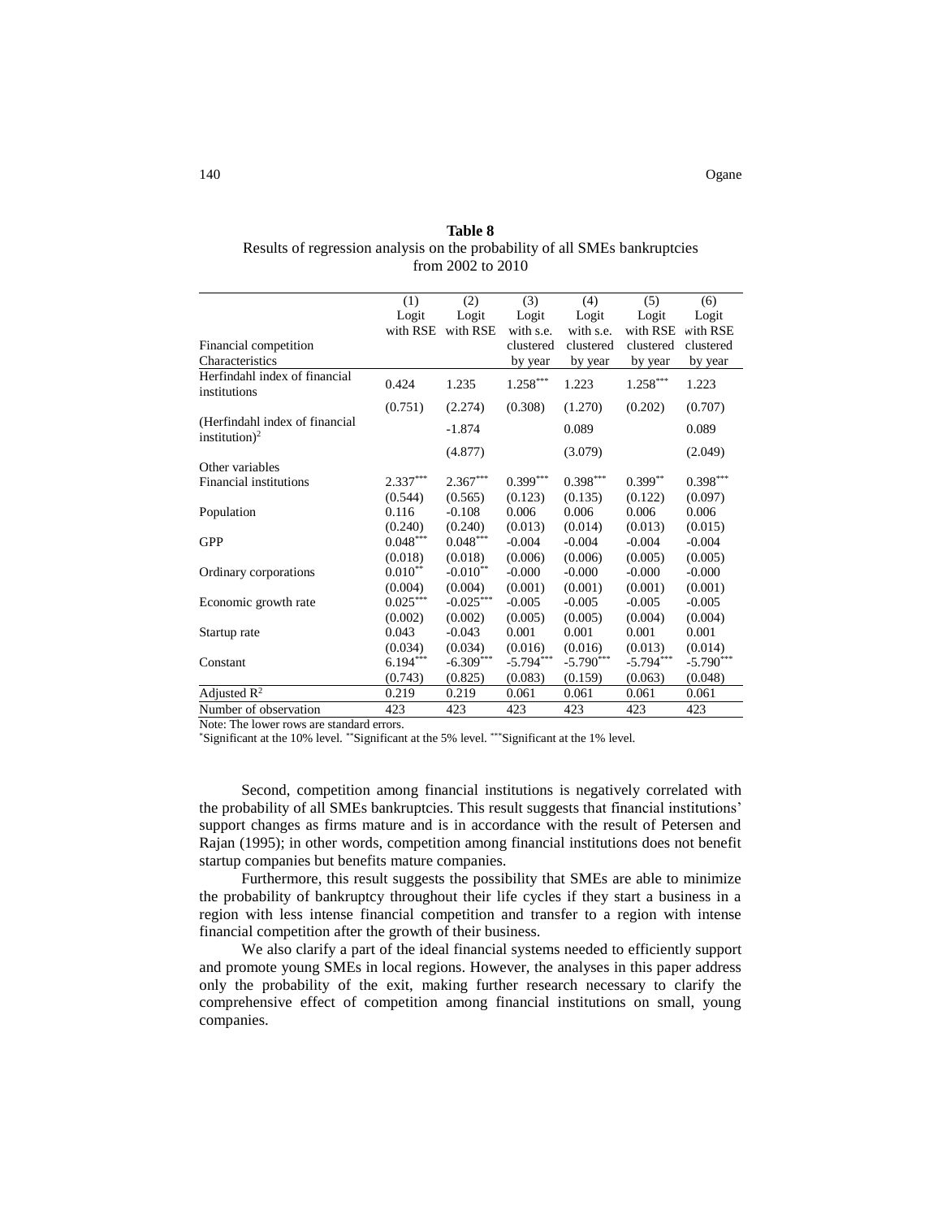**Table 8**
Results of regression analysis on the probability of all SMEs bankruptcies from 2002 to 2010

| Financial competition Characteristics | (1) Logit with RSE | (2) Logit with RSE | (3) Logit with s.e. clustered by year | (4) Logit with s.e. clustered by year | (5) Logit with RSE clustered by year | (6) Logit with RSE clustered by year |
|---|---|---|---|---|---|---|
| Herfindahl index of financial institutions | 0.424 | 1.235 | 1.258*** | 1.223 | 1.258*** | 1.223 |
| | (0.751) | (2.274) | (0.308) | (1.270) | (0.202) | (0.707) |
| (Herfindahl index of financial institution)$^2$ | | -1.874 | | 0.089 | | 0.089 |
| | | (4.877) | | (3.079) | | (2.049) |
| Other variables | | | | | | |
| Financial institutions | 2.337*** | 2.367*** | 0.399*** | 0.398*** | 0.399** | 0.398*** |
| | (0.544) | (0.565) | (0.123) | (0.135) | (0.122) | (0.097) |
| Population | 0.116 | -0.108 | 0.006 | 0.006 | 0.006 | 0.006 |
| | (0.240) | (0.240) | (0.013) | (0.014) | (0.013) | (0.015) |
| GPP | 0.048*** | 0.048*** | -0.004 | -0.004 | -0.004 | -0.004 |
| | (0.018) | (0.018) | (0.006) | (0.006) | (0.005) | (0.005) |
| Ordinary corporations | 0.010** | -0.010** | -0.000 | -0.000 | -0.000 | -0.000 |
| | (0.004) | (0.004) | (0.001) | (0.001) | (0.001) | (0.001) |
| Economic growth rate | 0.025*** | -0.025*** | -0.005 | -0.005 | -0.005 | -0.005 |
| | (0.002) | (0.002) | (0.005) | (0.005) | (0.004) | (0.004) |
| Startup rate | 0.043 | -0.043 | 0.001 | 0.001 | 0.001 | 0.001 |
| | (0.034) | (0.034) | (0.016) | (0.016) | (0.013) | (0.014) |
| Constant | 6.194*** | -6.309*** | -5.794*** | -5.790*** | -5.794*** | -5.790*** |
| | (0.743) | (0.825) | (0.083) | (0.159) | (0.063) | (0.048) |
| Adjusted $R^2$ | 0.219 | 0.219 | 0.061 | 0.061 | 0.061 | 0.061 |
| Number of observation | 423 | 423 | 423 | 423 | 423 | 423 |

Note: The lower rows are standard errors.
*Significant at the 10% level. **Significant at the 5% level. ***Significant at the 1% level.

Second, competition among financial institutions is negatively correlated with the probability of all SMEs bankruptcies. This result suggests that financial institutions' support changes as firms mature and is in accordance with the result of Petersen and Rajan (1995); in other words, competition among financial institutions does not benefit startup companies but benefits mature companies.

Furthermore, this result suggests the possibility that SMEs are able to minimize the probability of bankruptcy throughout their life cycles if they start a business in a region with less intense financial competition and transfer to a region with intense financial competition after the growth of their business.

We also clarify a part of the ideal financial systems needed to efficiently support and promote young SMEs in local regions. However, the analyses in this paper address only the probability of the exit, making further research necessary to clarify the comprehensive effect of competition among financial institutions on small, young companies.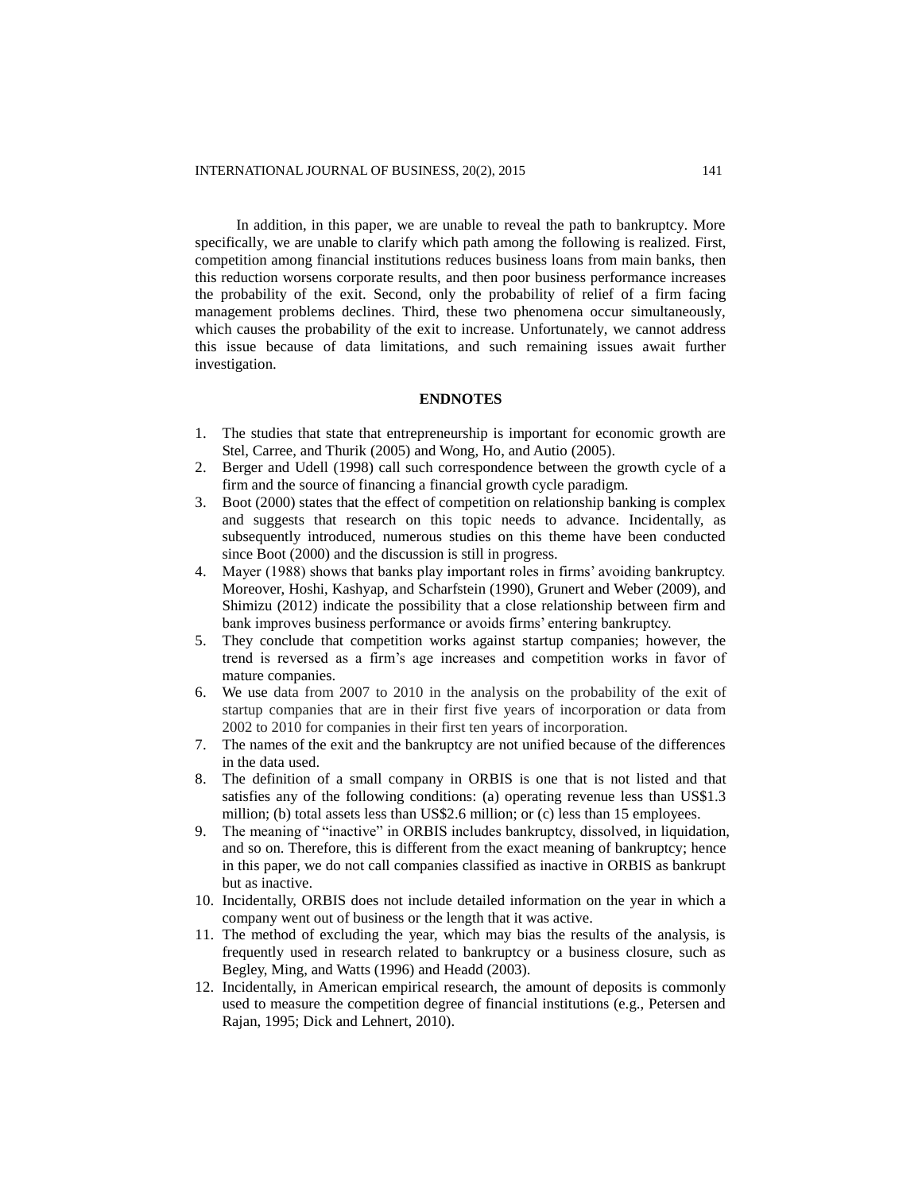In addition, in this paper, we are unable to reveal the path to bankruptcy. More specifically, we are unable to clarify which path among the following is realized. First, competition among financial institutions reduces business loans from main banks, then this reduction worsens corporate results, and then poor business performance increases the probability of the exit. Second, only the probability of relief of a firm facing management problems declines. Third, these two phenomena occur simultaneously, which causes the probability of the exit to increase. Unfortunately, we cannot address this issue because of data limitations, and such remaining issues await further investigation.

## ENDNOTES

1. The studies that state that entrepreneurship is important for economic growth are Stel, Carree, and Thurik (2005) and Wong, Ho, and Autio (2005).
2. Berger and Udell (1998) call such correspondence between the growth cycle of a firm and the source of financing a financial growth cycle paradigm.
3. Boot (2000) states that the effect of competition on relationship banking is complex and suggests that research on this topic needs to advance. Incidentally, as subsequently introduced, numerous studies on this theme have been conducted since Boot (2000) and the discussion is still in progress.
4. Mayer (1988) shows that banks play important roles in firms' avoiding bankruptcy. Moreover, Hoshi, Kashyap, and Scharfstein (1990), Grunert and Weber (2009), and Shimizu (2012) indicate the possibility that a close relationship between firm and bank improves business performance or avoids firms' entering bankruptcy.
5. They conclude that competition works against startup companies; however, the trend is reversed as a firm's age increases and competition works in favor of mature companies.
6. We use data from 2007 to 2010 in the analysis on the probability of the exit of startup companies that are in their first five years of incorporation or data from 2002 to 2010 for companies in their first ten years of incorporation.
7. The names of the exit and the bankruptcy are not unified because of the differences in the data used.
8. The definition of a small company in ORBIS is one that is not listed and that satisfies any of the following conditions: (a) operating revenue less than US$1.3 million; (b) total assets less than US$2.6 million; or (c) less than 15 employees.
9. The meaning of "inactive" in ORBIS includes bankruptcy, dissolved, in liquidation, and so on. Therefore, this is different from the exact meaning of bankruptcy; hence in this paper, we do not call companies classified as inactive in ORBIS as bankrupt but as inactive.
10. Incidentally, ORBIS does not include detailed information on the year in which a company went out of business or the length that it was active.
11. The method of excluding the year, which may bias the results of the analysis, is frequently used in research related to bankruptcy or a business closure, such as Begley, Ming, and Watts (1996) and Headd (2003).
12. Incidentally, in American empirical research, the amount of deposits is commonly used to measure the competition degree of financial institutions (e.g., Petersen and Rajan, 1995; Dick and Lehnert, 2010).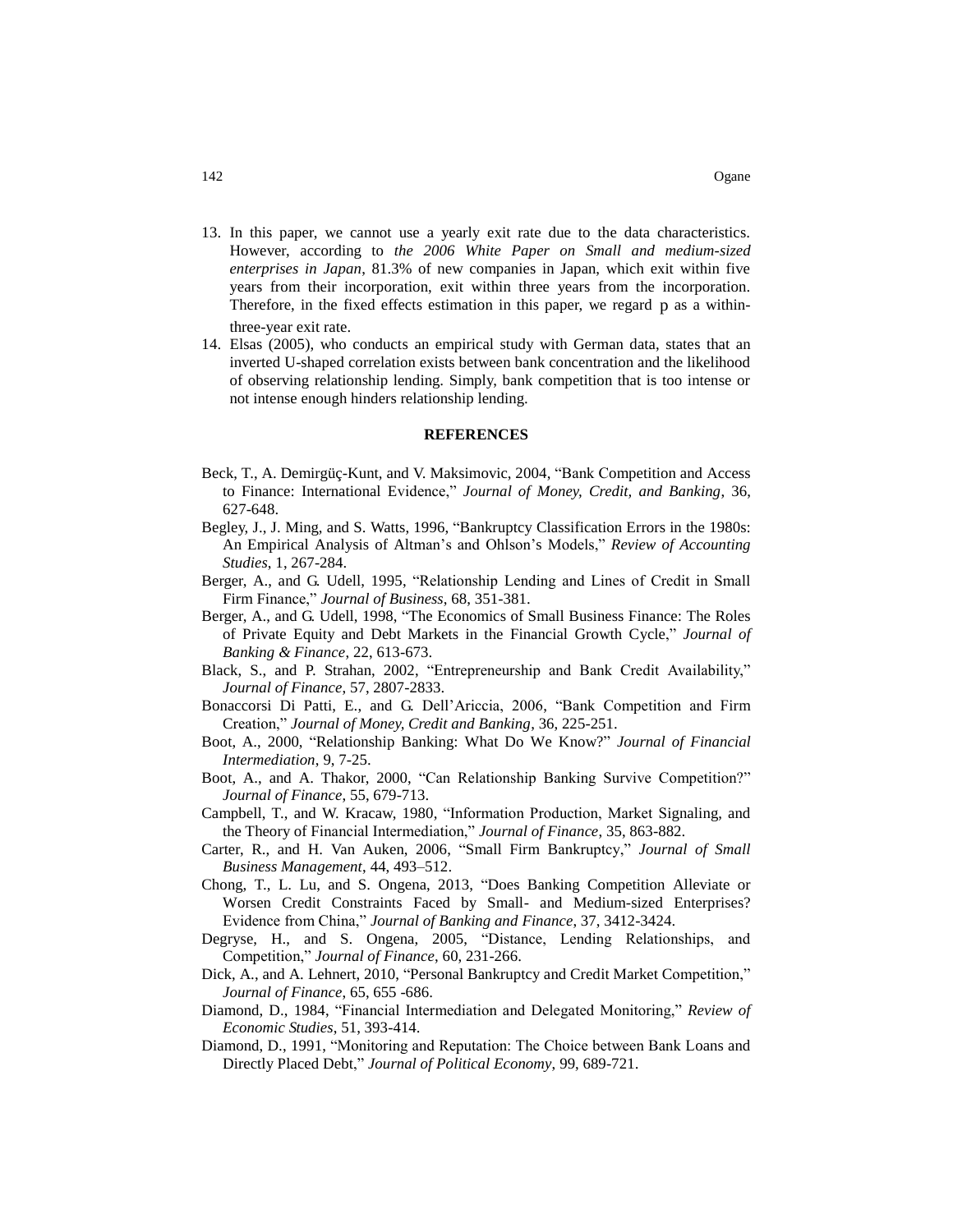13. In this paper, we cannot use a yearly exit rate due to the data characteristics. However, according to *the 2006 White Paper on Small and medium-sized enterprises in Japan*, 81.3% of new companies in Japan, which exit within five years from their incorporation, exit within three years from the incorporation. Therefore, in the fixed effects estimation in this paper, we regard $p$ as a within-three-year exit rate.
14. Elsas (2005), who conducts an empirical study with German data, states that an inverted U-shaped correlation exists between bank concentration and the likelihood of observing relationship lending. Simply, bank competition that is too intense or not intense enough hinders relationship lending.

## REFERENCES

Beck, T., A. Demirgüç-Kunt, and V. Maksimovic, 2004, "Bank Competition and Access to Finance: International Evidence," *Journal of Money, Credit, and Banking*, 36, 627-648.

Begley, J., J. Ming, and S. Watts, 1996, "Bankruptcy Classification Errors in the 1980s: An Empirical Analysis of Altman's and Ohlson's Models," *Review of Accounting Studies*, 1, 267-284.

Berger, A., and G. Udell, 1995, "Relationship Lending and Lines of Credit in Small Firm Finance," *Journal of Business*, 68, 351-381.

Berger, A., and G. Udell, 1998, "The Economics of Small Business Finance: The Roles of Private Equity and Debt Markets in the Financial Growth Cycle," *Journal of Banking & Finance*, 22, 613-673.

Black, S., and P. Strahan, 2002, "Entrepreneurship and Bank Credit Availability," *Journal of Finance*, 57, 2807-2833.

Bonaccorsi Di Patti, E., and G. Dell'Ariccia, 2006, "Bank Competition and Firm Creation," *Journal of Money, Credit and Banking*, 36, 225-251.

Boot, A., 2000, "Relationship Banking: What Do We Know?" *Journal of Financial Intermediation*, 9, 7-25.

Boot, A., and A. Thakor, 2000, "Can Relationship Banking Survive Competition?" *Journal of Finance*, 55, 679-713.

Campbell, T., and W. Kracaw, 1980, "Information Production, Market Signaling, and the Theory of Financial Intermediation," *Journal of Finance*, 35, 863-882.

Carter, R., and H. Van Auken, 2006, "Small Firm Bankruptcy," *Journal of Small Business Management*, 44, 493–512.

Chong, T., L. Lu, and S. Ongena, 2013, "Does Banking Competition Alleviate or Worsen Credit Constraints Faced by Small- and Medium-sized Enterprises? Evidence from China," *Journal of Banking and Finance*, 37, 3412-3424.

Degryse, H., and S. Ongena, 2005, "Distance, Lending Relationships, and Competition," *Journal of Finance*, 60, 231-266.

Dick, A., and A. Lehnert, 2010, "Personal Bankruptcy and Credit Market Competition," *Journal of Finance*, 65, 655 -686.

Diamond, D., 1984, "Financial Intermediation and Delegated Monitoring," *Review of Economic Studies*, 51, 393-414.

Diamond, D., 1991, "Monitoring and Reputation: The Choice between Bank Loans and Directly Placed Debt," *Journal of Political Economy*, 99, 689-721.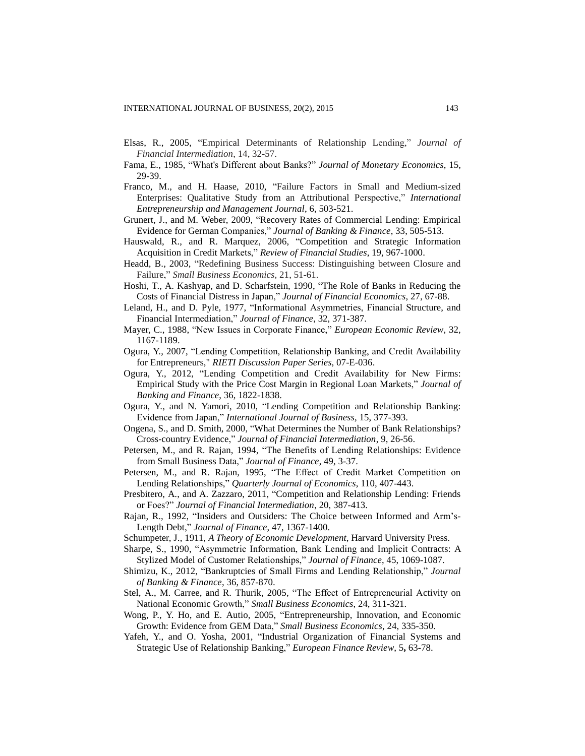Elsas, R., 2005, "Empirical Determinants of Relationship Lending," *Journal of Financial Intermediation*, 14, 32-57.

Fama, E., 1985, "What's Different about Banks?" *Journal of Monetary Economics*, 15, 29-39.

Franco, M., and H. Haase, 2010, "Failure Factors in Small and Medium-sized Enterprises: Qualitative Study from an Attributional Perspective," *International Entrepreneurship and Management Journal*, 6, 503-521.

Grunert, J., and M. Weber, 2009, "Recovery Rates of Commercial Lending: Empirical Evidence for German Companies," *Journal of Banking & Finance*, 33, 505-513.

Hauswald, R., and R. Marquez, 2006, "Competition and Strategic Information Acquisition in Credit Markets," *Review of Financial Studies*, 19, 967-1000.

Headd, B., 2003, "Redefining Business Success: Distinguishing between Closure and Failure," *Small Business Economics*, 21, 51-61.

Hoshi, T., A. Kashyap, and D. Scharfstein, 1990, "The Role of Banks in Reducing the Costs of Financial Distress in Japan," *Journal of Financial Economics*, 27, 67-88.

Leland, H., and D. Pyle, 1977, "Informational Asymmetries, Financial Structure, and Financial Intermediation," *Journal of Finance*, 32, 371-387.

Mayer, C., 1988, "New Issues in Corporate Finance," *European Economic Review*, 32, 1167-1189.

Ogura, Y., 2007, "Lending Competition, Relationship Banking, and Credit Availability for Entrepreneurs," *RIETI Discussion Paper Series*, 07-E-036.

Ogura, Y., 2012, "Lending Competition and Credit Availability for New Firms: Empirical Study with the Price Cost Margin in Regional Loan Markets," *Journal of Banking and Finance*, 36, 1822-1838.

Ogura, Y., and N. Yamori, 2010, "Lending Competition and Relationship Banking: Evidence from Japan," *International Journal of Business*, 15, 377-393.

Ongena, S., and D. Smith, 2000, "What Determines the Number of Bank Relationships? Cross-country Evidence," *Journal of Financial Intermediation*, 9, 26-56.

Petersen, M., and R. Rajan, 1994, "The Benefits of Lending Relationships: Evidence from Small Business Data," *Journal of Finance*, 49, 3-37.

Petersen, M., and R. Rajan, 1995, "The Effect of Credit Market Competition on Lending Relationships," *Quarterly Journal of Economics*, 110, 407-443.

Presbitero, A., and A. Zazzaro, 2011, "Competition and Relationship Lending: Friends or Foes?" *Journal of Financial Intermediation*, 20, 387-413.

Rajan, R., 1992, "Insiders and Outsiders: The Choice between Informed and Arm's-Length Debt," *Journal of Finance*, 47, 1367-1400.

Schumpeter, J., 1911, *A Theory of Economic Development*, Harvard University Press.

Sharpe, S., 1990, "Asymmetric Information, Bank Lending and Implicit Contracts: A Stylized Model of Customer Relationships," *Journal of Finance*, 45, 1069-1087.

Shimizu, K., 2012, "Bankruptcies of Small Firms and Lending Relationship," *Journal of Banking & Finance*, 36, 857-870.

Stel, A., M. Carree, and R. Thurik, 2005, "The Effect of Entrepreneurial Activity on National Economic Growth," *Small Business Economics*, 24, 311-321.

Wong, P., Y. Ho, and E. Autio, 2005, "Entrepreneurship, Innovation, and Economic Growth: Evidence from GEM Data," *Small Business Economics*, 24, 335-350.

Yafeh, Y., and O. Yosha, 2001, "Industrial Organization of Financial Systems and Strategic Use of Relationship Banking," *European Finance Review*, 5**,** 63-78.